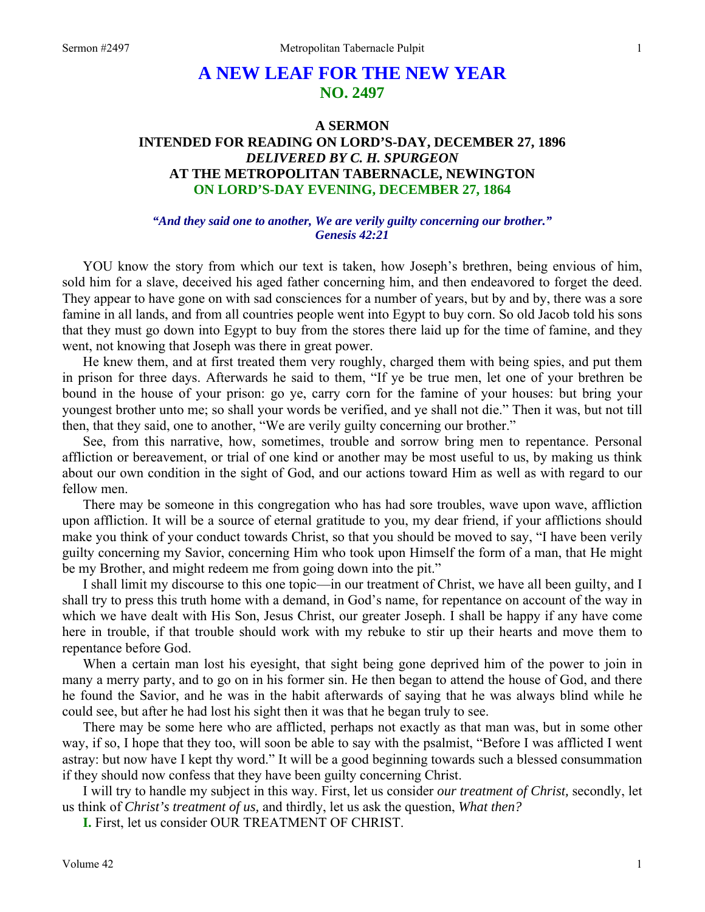# A NEW LEAF FOR THE NEW YEAR
## NO. 2497

### A SERMON
### INTENDED FOR READING ON LORD'S-DAY, DECEMBER 27, 1896
### *DELIVERED BY C. H. SPURGEON*
### AT THE METROPOLITAN TABERNACLE, NEWINGTON
### ON LORD'S-DAY EVENING, DECEMBER 27, 1864

***"And they said one to another, We are verily guilty concerning our brother." Genesis 42:21***

YOU know the story from which our text is taken, how Joseph's brethren, being envious of him, sold him for a slave, deceived his aged father concerning him, and then endeavored to forget the deed. They appear to have gone on with sad consciences for a number of years, but by and by, there was a sore famine in all lands, and from all countries people went into Egypt to buy corn. So old Jacob told his sons that they must go down into Egypt to buy from the stores there laid up for the time of famine, and they went, not knowing that Joseph was there in great power.

He knew them, and at first treated them very roughly, charged them with being spies, and put them in prison for three days. Afterwards he said to them, "If ye be true men, let one of your brethren be bound in the house of your prison: go ye, carry corn for the famine of your houses: but bring your youngest brother unto me; so shall your words be verified, and ye shall not die." Then it was, but not till then, that they said, one to another, "We are verily guilty concerning our brother."

See, from this narrative, how, sometimes, trouble and sorrow bring men to repentance. Personal affliction or bereavement, or trial of one kind or another may be most useful to us, by making us think about our own condition in the sight of God, and our actions toward Him as well as with regard to our fellow men.

There may be someone in this congregation who has had sore troubles, wave upon wave, affliction upon affliction. It will be a source of eternal gratitude to you, my dear friend, if your afflictions should make you think of your conduct towards Christ, so that you should be moved to say, "I have been verily guilty concerning my Savior, concerning Him who took upon Himself the form of a man, that He might be my Brother, and might redeem me from going down into the pit."

I shall limit my discourse to this one topic—in our treatment of Christ, we have all been guilty, and I shall try to press this truth home with a demand, in God's name, for repentance on account of the way in which we have dealt with His Son, Jesus Christ, our greater Joseph. I shall be happy if any have come here in trouble, if that trouble should work with my rebuke to stir up their hearts and move them to repentance before God.

When a certain man lost his eyesight, that sight being gone deprived him of the power to join in many a merry party, and to go on in his former sin. He then began to attend the house of God, and there he found the Savior, and he was in the habit afterwards of saying that he was always blind while he could see, but after he had lost his sight then it was that he began truly to see.

There may be some here who are afflicted, perhaps not exactly as that man was, but in some other way, if so, I hope that they too, will soon be able to say with the psalmist, "Before I was afflicted I went astray: but now have I kept thy word." It will be a good beginning towards such a blessed consummation if they should now confess that they have been guilty concerning Christ.

I will try to handle my subject in this way. First, let us consider *our treatment of Christ,* secondly, let us think of *Christ's treatment of us,* and thirdly, let us ask the question, *What then?*

**I.** First, let us consider OUR TREATMENT OF CHRIST.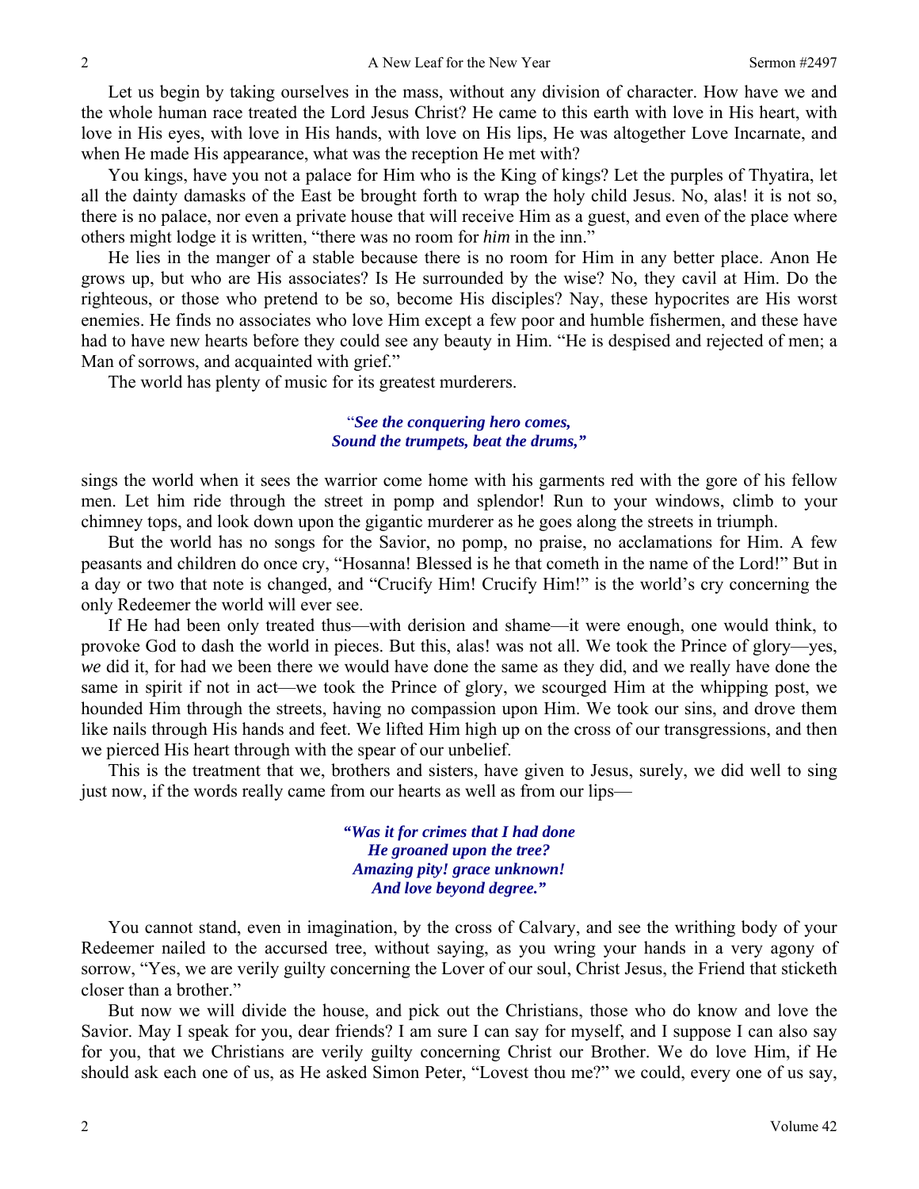Let us begin by taking ourselves in the mass, without any division of character. How have we and the whole human race treated the Lord Jesus Christ? He came to this earth with love in His heart, with love in His eyes, with love in His hands, with love on His lips, He was altogether Love Incarnate, and when He made His appearance, what was the reception He met with?

You kings, have you not a palace for Him who is the King of kings? Let the purples of Thyatira, let all the dainty damasks of the East be brought forth to wrap the holy child Jesus. No, alas! it is not so, there is no palace, nor even a private house that will receive Him as a guest, and even of the place where others might lodge it is written, "there was no room for *him* in the inn."

He lies in the manger of a stable because there is no room for Him in any better place. Anon He grows up, but who are His associates? Is He surrounded by the wise? No, they cavil at Him. Do the righteous, or those who pretend to be so, become His disciples? Nay, these hypocrites are His worst enemies. He finds no associates who love Him except a few poor and humble fishermen, and these have had to have new hearts before they could see any beauty in Him. "He is despised and rejected of men; a Man of sorrows, and acquainted with grief."

The world has plenty of music for its greatest murderers.

> "***See the conquering hero comes,***
> ***Sound the trumpets, beat the drums,"***

sings the world when it sees the warrior come home with his garments red with the gore of his fellow men. Let him ride through the street in pomp and splendor! Run to your windows, climb to your chimney tops, and look down upon the gigantic murderer as he goes along the streets in triumph.

But the world has no songs for the Savior, no pomp, no praise, no acclamations for Him. A few peasants and children do once cry, "Hosanna! Blessed is he that cometh in the name of the Lord!" But in a day or two that note is changed, and "Crucify Him! Crucify Him!" is the world's cry concerning the only Redeemer the world will ever see.

If He had been only treated thus—with derision and shame—it were enough, one would think, to provoke God to dash the world in pieces. But this, alas! was not all. We took the Prince of glory—yes, *we* did it, for had we been there we would have done the same as they did, and we really have done the same in spirit if not in act—we took the Prince of glory, we scourged Him at the whipping post, we hounded Him through the streets, having no compassion upon Him. We took our sins, and drove them like nails through His hands and feet. We lifted Him high up on the cross of our transgressions, and then we pierced His heart through with the spear of our unbelief.

This is the treatment that we, brothers and sisters, have given to Jesus, surely, we did well to sing just now, if the words really came from our hearts as well as from our lips—

> ***"Was it for crimes that I had done***
> ***He groaned upon the tree?***
> ***Amazing pity! grace unknown!***
> ***And love beyond degree."***

You cannot stand, even in imagination, by the cross of Calvary, and see the writhing body of your Redeemer nailed to the accursed tree, without saying, as you wring your hands in a very agony of sorrow, "Yes, we are verily guilty concerning the Lover of our soul, Christ Jesus, the Friend that sticketh closer than a brother."

But now we will divide the house, and pick out the Christians, those who do know and love the Savior. May I speak for you, dear friends? I am sure I can say for myself, and I suppose I can also say for you, that we Christians are verily guilty concerning Christ our Brother. We do love Him, if He should ask each one of us, as He asked Simon Peter, "Lovest thou me?" we could, every one of us say,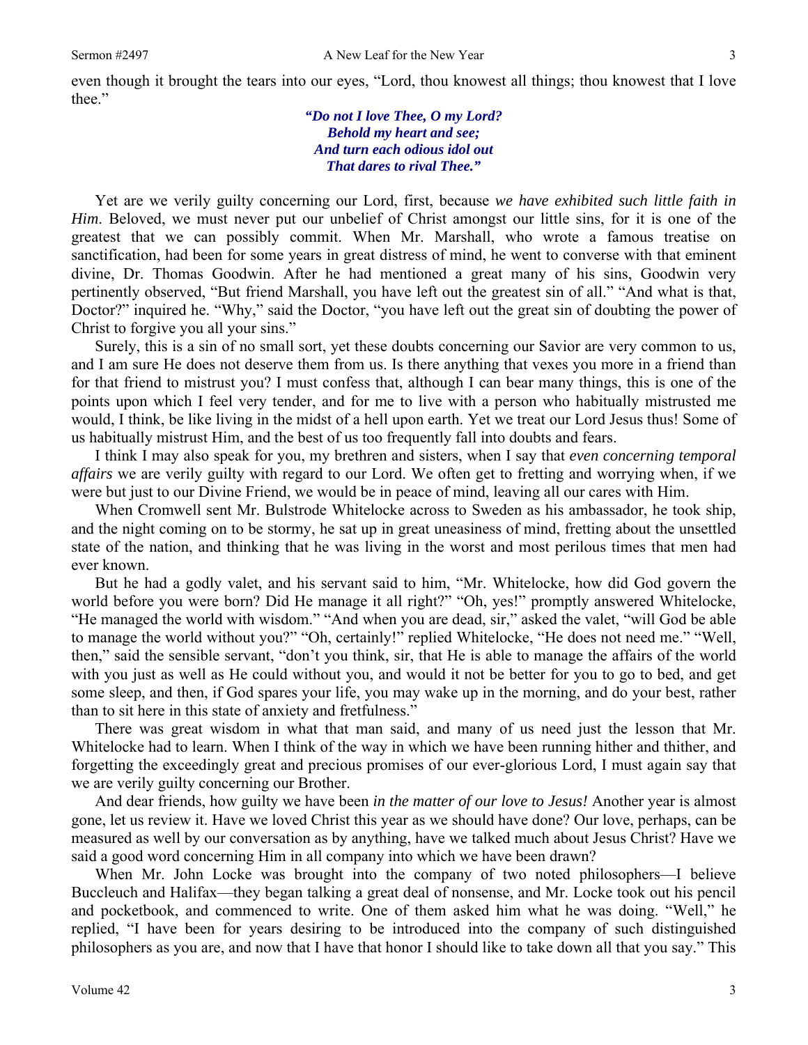even though it brought the tears into our eyes, "Lord, thou knowest all things; thou knowest that I love thee."

> ***"Do not I love Thee, O my Lord?***
> ***Behold my heart and see;***
> ***And turn each odious idol out***
> ***That dares to rival Thee."***

Yet are we verily guilty concerning our Lord, first, because *we have exhibited such little faith in Him*. Beloved, we must never put our unbelief of Christ amongst our little sins, for it is one of the greatest that we can possibly commit. When Mr. Marshall, who wrote a famous treatise on sanctification, had been for some years in great distress of mind, he went to converse with that eminent divine, Dr. Thomas Goodwin. After he had mentioned a great many of his sins, Goodwin very pertinently observed, "But friend Marshall, you have left out the greatest sin of all." "And what is that, Doctor?" inquired he. "Why," said the Doctor, "you have left out the great sin of doubting the power of Christ to forgive you all your sins."

Surely, this is a sin of no small sort, yet these doubts concerning our Savior are very common to us, and I am sure He does not deserve them from us. Is there anything that vexes you more in a friend than for that friend to mistrust you? I must confess that, although I can bear many things, this is one of the points upon which I feel very tender, and for me to live with a person who habitually mistrusted me would, I think, be like living in the midst of a hell upon earth. Yet we treat our Lord Jesus thus! Some of us habitually mistrust Him, and the best of us too frequently fall into doubts and fears.

I think I may also speak for you, my brethren and sisters, when I say that *even concerning temporal affairs* we are verily guilty with regard to our Lord. We often get to fretting and worrying when, if we were but just to our Divine Friend, we would be in peace of mind, leaving all our cares with Him.

When Cromwell sent Mr. Bulstrode Whitelocke across to Sweden as his ambassador, he took ship, and the night coming on to be stormy, he sat up in great uneasiness of mind, fretting about the unsettled state of the nation, and thinking that he was living in the worst and most perilous times that men had ever known.

But he had a godly valet, and his servant said to him, "Mr. Whitelocke, how did God govern the world before you were born? Did He manage it all right?" "Oh, yes!" promptly answered Whitelocke, "He managed the world with wisdom." "And when you are dead, sir," asked the valet, "will God be able to manage the world without you?" "Oh, certainly!" replied Whitelocke, "He does not need me." "Well, then," said the sensible servant, "don't you think, sir, that He is able to manage the affairs of the world with you just as well as He could without you, and would it not be better for you to go to bed, and get some sleep, and then, if God spares your life, you may wake up in the morning, and do your best, rather than to sit here in this state of anxiety and fretfulness."

There was great wisdom in what that man said, and many of us need just the lesson that Mr. Whitelocke had to learn. When I think of the way in which we have been running hither and thither, and forgetting the exceedingly great and precious promises of our ever-glorious Lord, I must again say that we are verily guilty concerning our Brother.

And dear friends, how guilty we have been *in the matter of our love to Jesus!* Another year is almost gone, let us review it. Have we loved Christ this year as we should have done? Our love, perhaps, can be measured as well by our conversation as by anything, have we talked much about Jesus Christ? Have we said a good word concerning Him in all company into which we have been drawn?

When Mr. John Locke was brought into the company of two noted philosophers—I believe Buccleuch and Halifax—they began talking a great deal of nonsense, and Mr. Locke took out his pencil and pocketbook, and commenced to write. One of them asked him what he was doing. "Well," he replied, "I have been for years desiring to be introduced into the company of such distinguished philosophers as you are, and now that I have that honor I should like to take down all that you say." This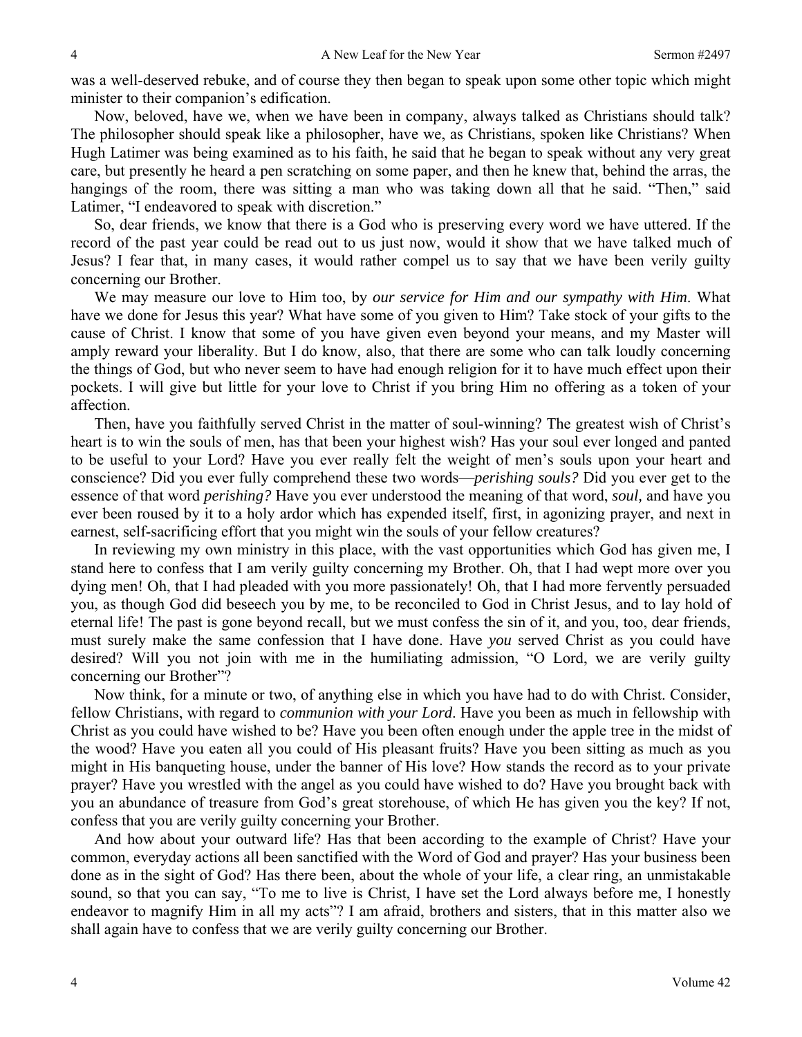was a well-deserved rebuke, and of course they then began to speak upon some other topic which might minister to their companion's edification.

Now, beloved, have we, when we have been in company, always talked as Christians should talk? The philosopher should speak like a philosopher, have we, as Christians, spoken like Christians? When Hugh Latimer was being examined as to his faith, he said that he began to speak without any very great care, but presently he heard a pen scratching on some paper, and then he knew that, behind the arras, the hangings of the room, there was sitting a man who was taking down all that he said. "Then," said Latimer, "I endeavored to speak with discretion."

So, dear friends, we know that there is a God who is preserving every word we have uttered. If the record of the past year could be read out to us just now, would it show that we have talked much of Jesus? I fear that, in many cases, it would rather compel us to say that we have been verily guilty concerning our Brother.

We may measure our love to Him too, by *our service for Him and our sympathy with Him*. What have we done for Jesus this year? What have some of you given to Him? Take stock of your gifts to the cause of Christ. I know that some of you have given even beyond your means, and my Master will amply reward your liberality. But I do know, also, that there are some who can talk loudly concerning the things of God, but who never seem to have had enough religion for it to have much effect upon their pockets. I will give but little for your love to Christ if you bring Him no offering as a token of your affection.

Then, have you faithfully served Christ in the matter of soul-winning? The greatest wish of Christ's heart is to win the souls of men, has that been your highest wish? Has your soul ever longed and panted to be useful to your Lord? Have you ever really felt the weight of men's souls upon your heart and conscience? Did you ever fully comprehend these two words—*perishing souls?* Did you ever get to the essence of that word *perishing?* Have you ever understood the meaning of that word, *soul,* and have you ever been roused by it to a holy ardor which has expended itself, first, in agonizing prayer, and next in earnest, self-sacrificing effort that you might win the souls of your fellow creatures?

In reviewing my own ministry in this place, with the vast opportunities which God has given me, I stand here to confess that I am verily guilty concerning my Brother. Oh, that I had wept more over you dying men! Oh, that I had pleaded with you more passionately! Oh, that I had more fervently persuaded you, as though God did beseech you by me, to be reconciled to God in Christ Jesus, and to lay hold of eternal life! The past is gone beyond recall, but we must confess the sin of it, and you, too, dear friends, must surely make the same confession that I have done. Have *you* served Christ as you could have desired? Will you not join with me in the humiliating admission, "O Lord, we are verily guilty concerning our Brother"?

Now think, for a minute or two, of anything else in which you have had to do with Christ. Consider, fellow Christians, with regard to *communion with your Lord*. Have you been as much in fellowship with Christ as you could have wished to be? Have you been often enough under the apple tree in the midst of the wood? Have you eaten all you could of His pleasant fruits? Have you been sitting as much as you might in His banqueting house, under the banner of His love? How stands the record as to your private prayer? Have you wrestled with the angel as you could have wished to do? Have you brought back with you an abundance of treasure from God's great storehouse, of which He has given you the key? If not, confess that you are verily guilty concerning your Brother.

And how about your outward life? Has that been according to the example of Christ? Have your common, everyday actions all been sanctified with the Word of God and prayer? Has your business been done as in the sight of God? Has there been, about the whole of your life, a clear ring, an unmistakable sound, so that you can say, "To me to live is Christ, I have set the Lord always before me, I honestly endeavor to magnify Him in all my acts"? I am afraid, brothers and sisters, that in this matter also we shall again have to confess that we are verily guilty concerning our Brother.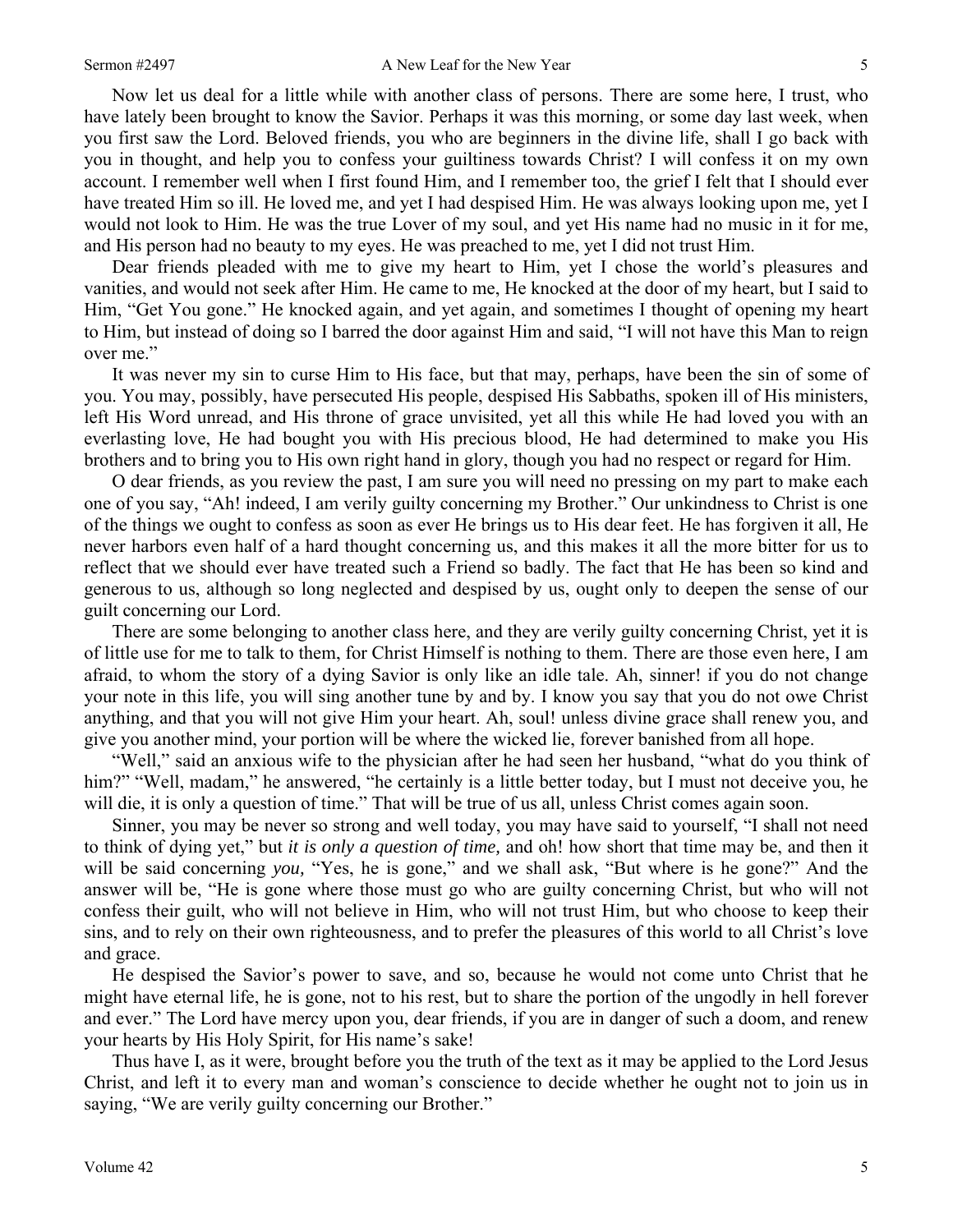Now let us deal for a little while with another class of persons. There are some here, I trust, who have lately been brought to know the Savior. Perhaps it was this morning, or some day last week, when you first saw the Lord. Beloved friends, you who are beginners in the divine life, shall I go back with you in thought, and help you to confess your guiltiness towards Christ? I will confess it on my own account. I remember well when I first found Him, and I remember too, the grief I felt that I should ever have treated Him so ill. He loved me, and yet I had despised Him. He was always looking upon me, yet I would not look to Him. He was the true Lover of my soul, and yet His name had no music in it for me, and His person had no beauty to my eyes. He was preached to me, yet I did not trust Him.

Dear friends pleaded with me to give my heart to Him, yet I chose the world's pleasures and vanities, and would not seek after Him. He came to me, He knocked at the door of my heart, but I said to Him, "Get You gone." He knocked again, and yet again, and sometimes I thought of opening my heart to Him, but instead of doing so I barred the door against Him and said, "I will not have this Man to reign over me."

It was never my sin to curse Him to His face, but that may, perhaps, have been the sin of some of you. You may, possibly, have persecuted His people, despised His Sabbaths, spoken ill of His ministers, left His Word unread, and His throne of grace unvisited, yet all this while He had loved you with an everlasting love, He had bought you with His precious blood, He had determined to make you His brothers and to bring you to His own right hand in glory, though you had no respect or regard for Him.

O dear friends, as you review the past, I am sure you will need no pressing on my part to make each one of you say, "Ah! indeed, I am verily guilty concerning my Brother." Our unkindness to Christ is one of the things we ought to confess as soon as ever He brings us to His dear feet. He has forgiven it all, He never harbors even half of a hard thought concerning us, and this makes it all the more bitter for us to reflect that we should ever have treated such a Friend so badly. The fact that He has been so kind and generous to us, although so long neglected and despised by us, ought only to deepen the sense of our guilt concerning our Lord.

There are some belonging to another class here, and they are verily guilty concerning Christ, yet it is of little use for me to talk to them, for Christ Himself is nothing to them. There are those even here, I am afraid, to whom the story of a dying Savior is only like an idle tale. Ah, sinner! if you do not change your note in this life, you will sing another tune by and by. I know you say that you do not owe Christ anything, and that you will not give Him your heart. Ah, soul! unless divine grace shall renew you, and give you another mind, your portion will be where the wicked lie, forever banished from all hope.

"Well," said an anxious wife to the physician after he had seen her husband, "what do you think of him?" "Well, madam," he answered, "he certainly is a little better today, but I must not deceive you, he will die, it is only a question of time." That will be true of us all, unless Christ comes again soon.

Sinner, you may be never so strong and well today, you may have said to yourself, "I shall not need to think of dying yet," but *it is only a question of time,* and oh! how short that time may be, and then it will be said concerning *you,* "Yes, he is gone," and we shall ask, "But where is he gone?" And the answer will be, "He is gone where those must go who are guilty concerning Christ, but who will not confess their guilt, who will not believe in Him, who will not trust Him, but who choose to keep their sins, and to rely on their own righteousness, and to prefer the pleasures of this world to all Christ's love and grace.

He despised the Savior's power to save, and so, because he would not come unto Christ that he might have eternal life, he is gone, not to his rest, but to share the portion of the ungodly in hell forever and ever." The Lord have mercy upon you, dear friends, if you are in danger of such a doom, and renew your hearts by His Holy Spirit, for His name's sake!

Thus have I, as it were, brought before you the truth of the text as it may be applied to the Lord Jesus Christ, and left it to every man and woman's conscience to decide whether he ought not to join us in saying, "We are verily guilty concerning our Brother."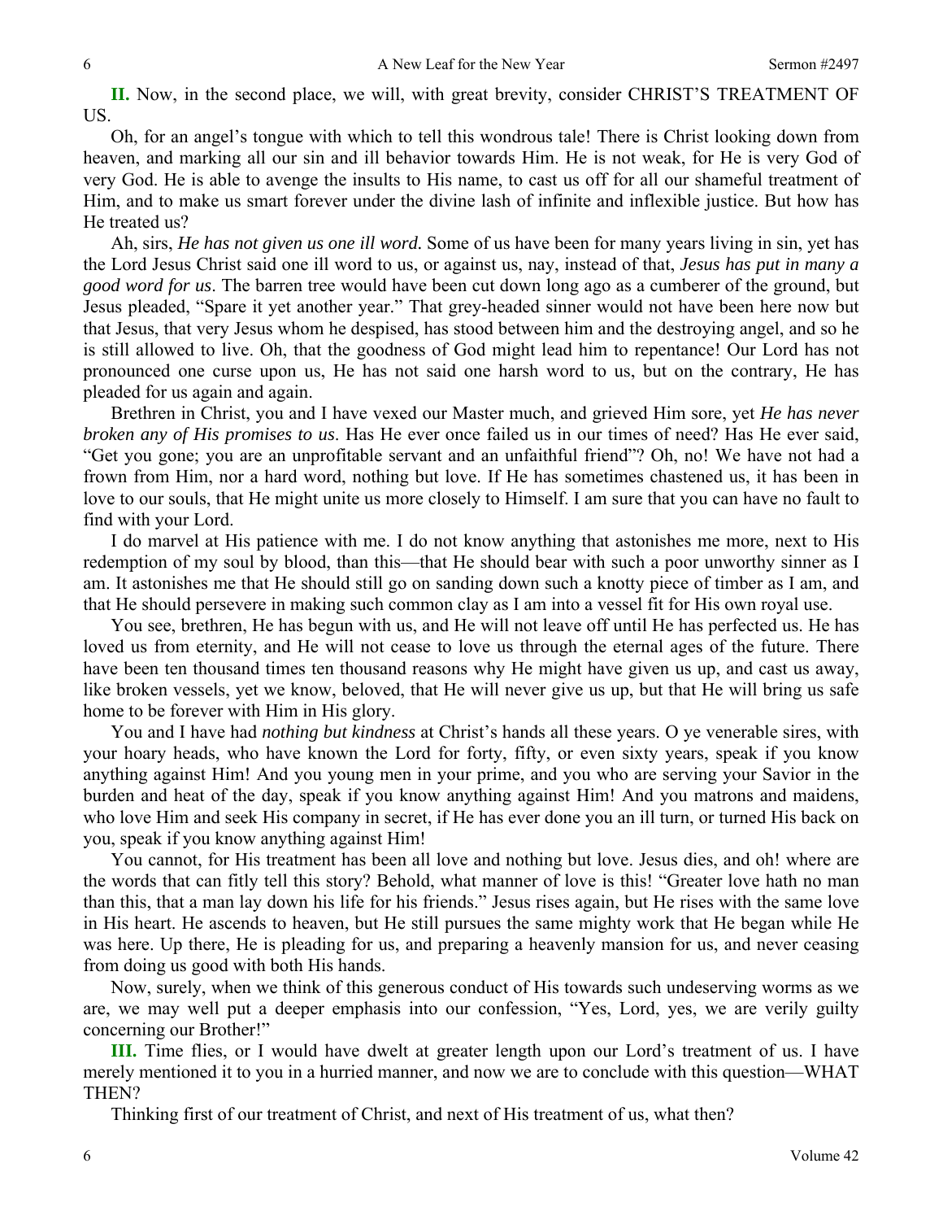**II.** Now, in the second place, we will, with great brevity, consider CHRIST'S TREATMENT OF US.

Oh, for an angel's tongue with which to tell this wondrous tale! There is Christ looking down from heaven, and marking all our sin and ill behavior towards Him. He is not weak, for He is very God of very God. He is able to avenge the insults to His name, to cast us off for all our shameful treatment of Him, and to make us smart forever under the divine lash of infinite and inflexible justice. But how has He treated us?

Ah, sirs, *He has not given us one ill word.* Some of us have been for many years living in sin, yet has the Lord Jesus Christ said one ill word to us, or against us, nay, instead of that, *Jesus has put in many a good word for us*. The barren tree would have been cut down long ago as a cumberer of the ground, but Jesus pleaded, "Spare it yet another year." That grey-headed sinner would not have been here now but that Jesus, that very Jesus whom he despised, has stood between him and the destroying angel, and so he is still allowed to live. Oh, that the goodness of God might lead him to repentance! Our Lord has not pronounced one curse upon us, He has not said one harsh word to us, but on the contrary, He has pleaded for us again and again.

Brethren in Christ, you and I have vexed our Master much, and grieved Him sore, yet *He has never broken any of His promises to us*. Has He ever once failed us in our times of need? Has He ever said, "Get you gone; you are an unprofitable servant and an unfaithful friend"? Oh, no! We have not had a frown from Him, nor a hard word, nothing but love. If He has sometimes chastened us, it has been in love to our souls, that He might unite us more closely to Himself. I am sure that you can have no fault to find with your Lord.

I do marvel at His patience with me. I do not know anything that astonishes me more, next to His redemption of my soul by blood, than this—that He should bear with such a poor unworthy sinner as I am. It astonishes me that He should still go on sanding down such a knotty piece of timber as I am, and that He should persevere in making such common clay as I am into a vessel fit for His own royal use.

You see, brethren, He has begun with us, and He will not leave off until He has perfected us. He has loved us from eternity, and He will not cease to love us through the eternal ages of the future. There have been ten thousand times ten thousand reasons why He might have given us up, and cast us away, like broken vessels, yet we know, beloved, that He will never give us up, but that He will bring us safe home to be forever with Him in His glory.

You and I have had *nothing but kindness* at Christ's hands all these years. O ye venerable sires, with your hoary heads, who have known the Lord for forty, fifty, or even sixty years, speak if you know anything against Him! And you young men in your prime, and you who are serving your Savior in the burden and heat of the day, speak if you know anything against Him! And you matrons and maidens, who love Him and seek His company in secret, if He has ever done you an ill turn, or turned His back on you, speak if you know anything against Him!

You cannot, for His treatment has been all love and nothing but love. Jesus dies, and oh! where are the words that can fitly tell this story? Behold, what manner of love is this! "Greater love hath no man than this, that a man lay down his life for his friends." Jesus rises again, but He rises with the same love in His heart. He ascends to heaven, but He still pursues the same mighty work that He began while He was here. Up there, He is pleading for us, and preparing a heavenly mansion for us, and never ceasing from doing us good with both His hands.

Now, surely, when we think of this generous conduct of His towards such undeserving worms as we are, we may well put a deeper emphasis into our confession, "Yes, Lord, yes, we are verily guilty concerning our Brother!"

**III.** Time flies, or I would have dwelt at greater length upon our Lord's treatment of us. I have merely mentioned it to you in a hurried manner, and now we are to conclude with this question—WHAT THEN?

Thinking first of our treatment of Christ, and next of His treatment of us, what then?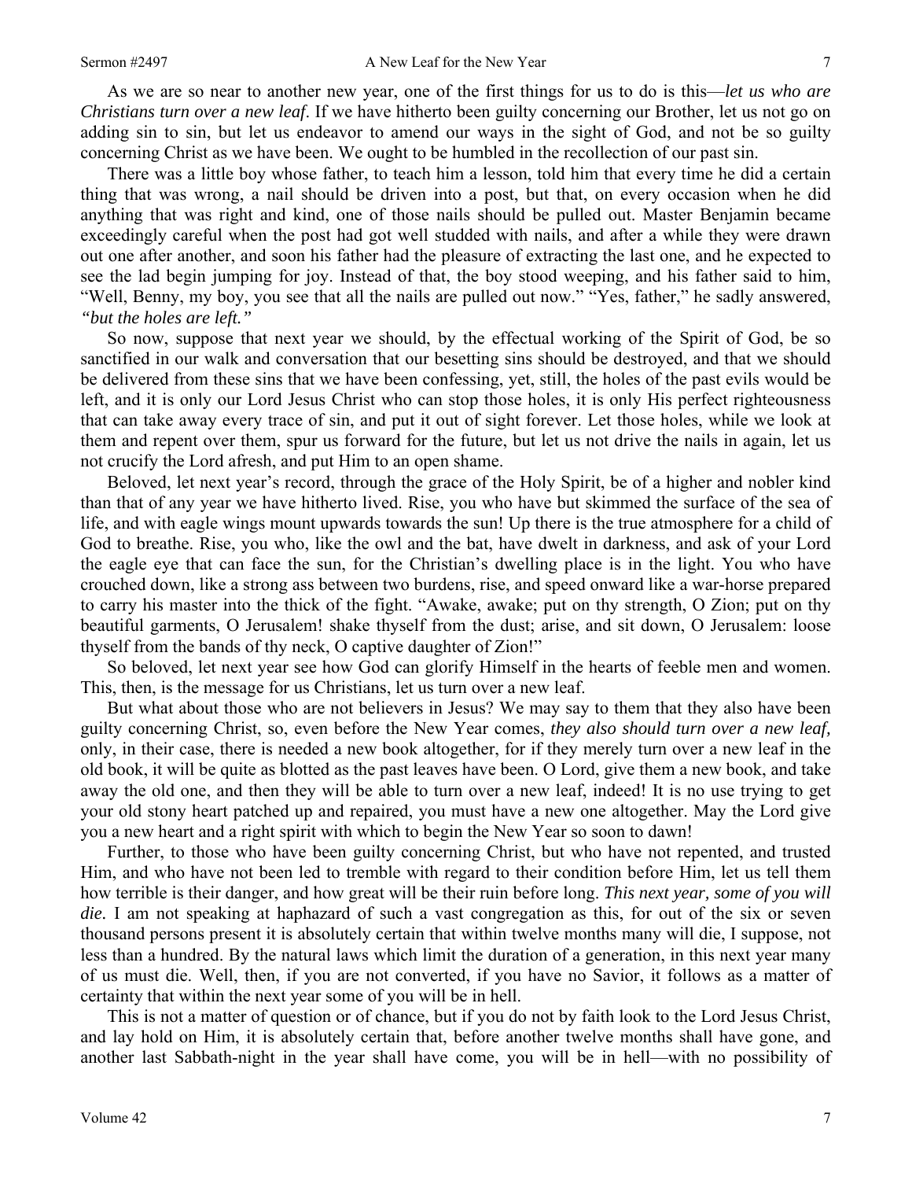As we are so near to another new year, one of the first things for us to do is this—*let us who are Christians turn over a new leaf*. If we have hitherto been guilty concerning our Brother, let us not go on adding sin to sin, but let us endeavor to amend our ways in the sight of God, and not be so guilty concerning Christ as we have been. We ought to be humbled in the recollection of our past sin.

There was a little boy whose father, to teach him a lesson, told him that every time he did a certain thing that was wrong, a nail should be driven into a post, but that, on every occasion when he did anything that was right and kind, one of those nails should be pulled out. Master Benjamin became exceedingly careful when the post had got well studded with nails, and after a while they were drawn out one after another, and soon his father had the pleasure of extracting the last one, and he expected to see the lad begin jumping for joy. Instead of that, the boy stood weeping, and his father said to him, "Well, Benny, my boy, you see that all the nails are pulled out now." "Yes, father," he sadly answered, *"but the holes are left."*

So now, suppose that next year we should, by the effectual working of the Spirit of God, be so sanctified in our walk and conversation that our besetting sins should be destroyed, and that we should be delivered from these sins that we have been confessing, yet, still, the holes of the past evils would be left, and it is only our Lord Jesus Christ who can stop those holes, it is only His perfect righteousness that can take away every trace of sin, and put it out of sight forever. Let those holes, while we look at them and repent over them, spur us forward for the future, but let us not drive the nails in again, let us not crucify the Lord afresh, and put Him to an open shame.

Beloved, let next year's record, through the grace of the Holy Spirit, be of a higher and nobler kind than that of any year we have hitherto lived. Rise, you who have but skimmed the surface of the sea of life, and with eagle wings mount upwards towards the sun! Up there is the true atmosphere for a child of God to breathe. Rise, you who, like the owl and the bat, have dwelt in darkness, and ask of your Lord the eagle eye that can face the sun, for the Christian's dwelling place is in the light. You who have crouched down, like a strong ass between two burdens, rise, and speed onward like a war-horse prepared to carry his master into the thick of the fight. "Awake, awake; put on thy strength, O Zion; put on thy beautiful garments, O Jerusalem! shake thyself from the dust; arise, and sit down, O Jerusalem: loose thyself from the bands of thy neck, O captive daughter of Zion!"

So beloved, let next year see how God can glorify Himself in the hearts of feeble men and women. This, then, is the message for us Christians, let us turn over a new leaf.

But what about those who are not believers in Jesus? We may say to them that they also have been guilty concerning Christ, so, even before the New Year comes, *they also should turn over a new leaf,* only, in their case, there is needed a new book altogether, for if they merely turn over a new leaf in the old book, it will be quite as blotted as the past leaves have been. O Lord, give them a new book, and take away the old one, and then they will be able to turn over a new leaf, indeed! It is no use trying to get your old stony heart patched up and repaired, you must have a new one altogether. May the Lord give you a new heart and a right spirit with which to begin the New Year so soon to dawn!

Further, to those who have been guilty concerning Christ, but who have not repented, and trusted Him, and who have not been led to tremble with regard to their condition before Him, let us tell them how terrible is their danger, and how great will be their ruin before long. *This next year, some of you will die.* I am not speaking at haphazard of such a vast congregation as this, for out of the six or seven thousand persons present it is absolutely certain that within twelve months many will die, I suppose, not less than a hundred. By the natural laws which limit the duration of a generation, in this next year many of us must die. Well, then, if you are not converted, if you have no Savior, it follows as a matter of certainty that within the next year some of you will be in hell.

This is not a matter of question or of chance, but if you do not by faith look to the Lord Jesus Christ, and lay hold on Him, it is absolutely certain that, before another twelve months shall have gone, and another last Sabbath-night in the year shall have come, you will be in hell—with no possibility of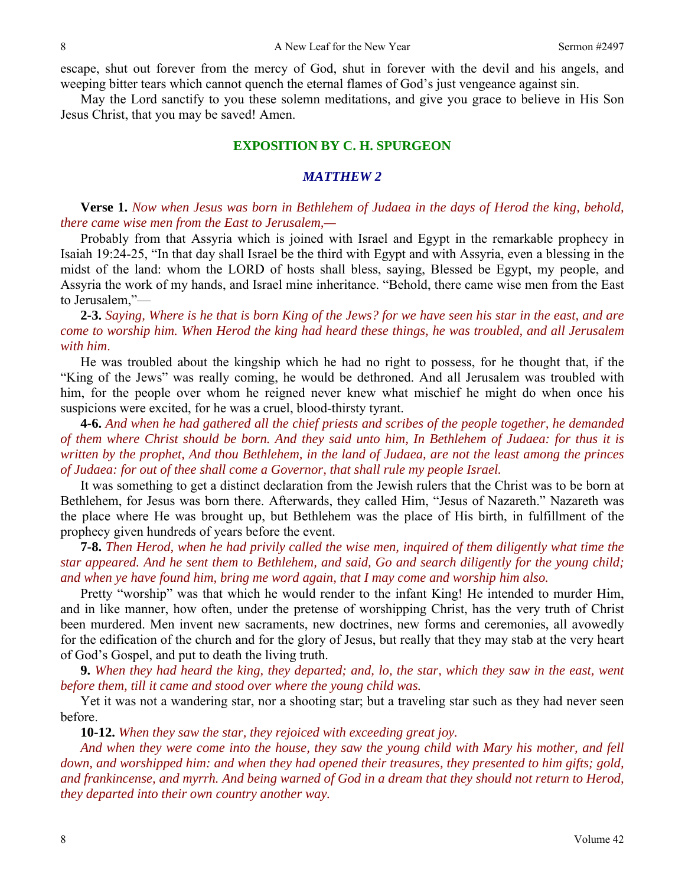escape, shut out forever from the mercy of God, shut in forever with the devil and his angels, and weeping bitter tears which cannot quench the eternal flames of God's just vengeance against sin.

May the Lord sanctify to you these solemn meditations, and give you grace to believe in His Son Jesus Christ, that you may be saved! Amen.

## EXPOSITION BY C. H. SPURGEON

### *MATTHEW 2*

**Verse 1.** *Now when Jesus was born in Bethlehem of Judaea in the days of Herod the king, behold, there came wise men from the East to Jerusalem,—*

Probably from that Assyria which is joined with Israel and Egypt in the remarkable prophecy in Isaiah 19:24-25, "In that day shall Israel be the third with Egypt and with Assyria, even a blessing in the midst of the land: whom the LORD of hosts shall bless, saying, Blessed be Egypt, my people, and Assyria the work of my hands, and Israel mine inheritance. "Behold, there came wise men from the East to Jerusalem,"—

**2-3.** *Saying, Where is he that is born King of the Jews? for we have seen his star in the east, and are come to worship him. When Herod the king had heard these things, he was troubled, and all Jerusalem with him.*

He was troubled about the kingship which he had no right to possess, for he thought that, if the "King of the Jews" was really coming, he would be dethroned. And all Jerusalem was troubled with him, for the people over whom he reigned never knew what mischief he might do when once his suspicions were excited, for he was a cruel, blood-thirsty tyrant.

**4-6.** *And when he had gathered all the chief priests and scribes of the people together, he demanded of them where Christ should be born. And they said unto him, In Bethlehem of Judaea: for thus it is written by the prophet, And thou Bethlehem, in the land of Judaea, are not the least among the princes of Judaea: for out of thee shall come a Governor, that shall rule my people Israel.*

It was something to get a distinct declaration from the Jewish rulers that the Christ was to be born at Bethlehem, for Jesus was born there. Afterwards, they called Him, "Jesus of Nazareth." Nazareth was the place where He was brought up, but Bethlehem was the place of His birth, in fulfillment of the prophecy given hundreds of years before the event.

**7-8.** *Then Herod, when he had privily called the wise men, inquired of them diligently what time the star appeared. And he sent them to Bethlehem, and said, Go and search diligently for the young child; and when ye have found him, bring me word again, that I may come and worship him also.*

Pretty "worship" was that which he would render to the infant King! He intended to murder Him, and in like manner, how often, under the pretense of worshipping Christ, has the very truth of Christ been murdered. Men invent new sacraments, new doctrines, new forms and ceremonies, all avowedly for the edification of the church and for the glory of Jesus, but really that they may stab at the very heart of God's Gospel, and put to death the living truth.

**9.** *When they had heard the king, they departed; and, lo, the star, which they saw in the east, went before them, till it came and stood over where the young child was.*

Yet it was not a wandering star, nor a shooting star; but a traveling star such as they had never seen before.

**10-12.** *When they saw the star, they rejoiced with exceeding great joy.*

*And when they were come into the house, they saw the young child with Mary his mother, and fell down, and worshipped him: and when they had opened their treasures, they presented to him gifts; gold, and frankincense, and myrrh. And being warned of God in a dream that they should not return to Herod, they departed into their own country another way.*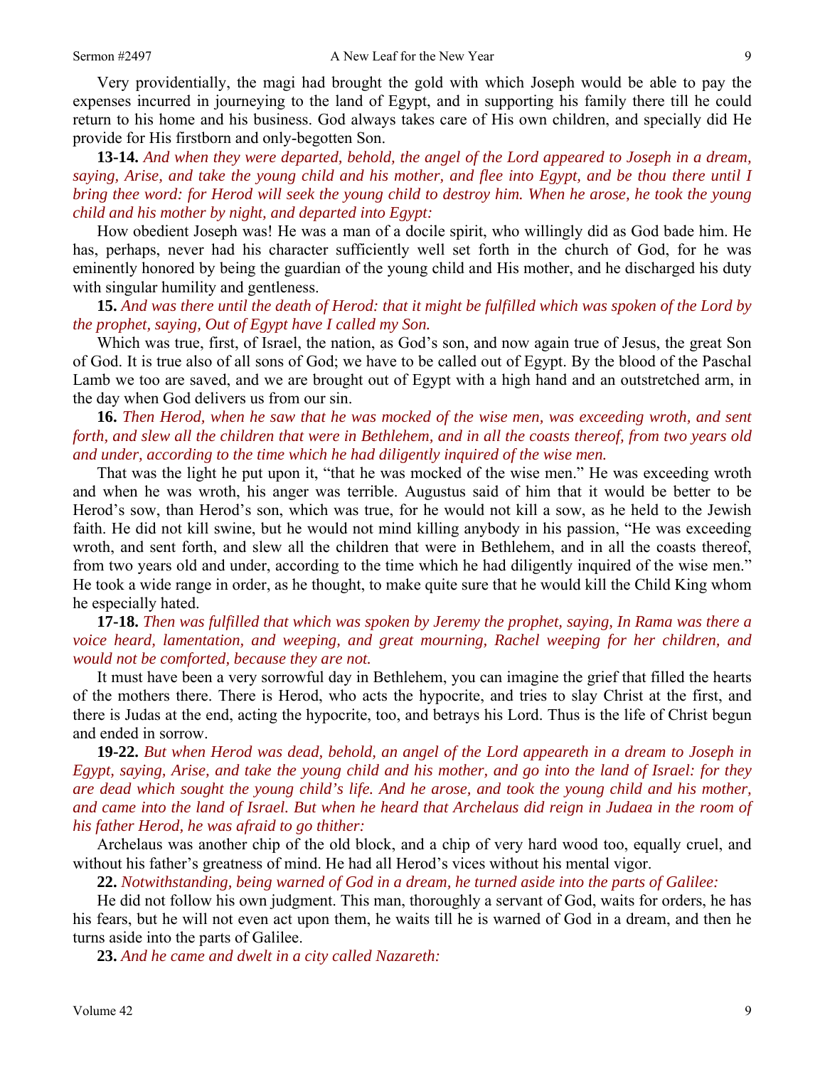Very providentially, the magi had brought the gold with which Joseph would be able to pay the expenses incurred in journeying to the land of Egypt, and in supporting his family there till he could return to his home and his business. God always takes care of His own children, and specially did He provide for His firstborn and only-begotten Son.

**13-14.** *And when they were departed, behold, the angel of the Lord appeared to Joseph in a dream, saying, Arise, and take the young child and his mother, and flee into Egypt, and be thou there until I bring thee word: for Herod will seek the young child to destroy him. When he arose, he took the young child and his mother by night, and departed into Egypt:*

How obedient Joseph was! He was a man of a docile spirit, who willingly did as God bade him. He has, perhaps, never had his character sufficiently well set forth in the church of God, for he was eminently honored by being the guardian of the young child and His mother, and he discharged his duty with singular humility and gentleness.

**15.** *And was there until the death of Herod: that it might be fulfilled which was spoken of the Lord by the prophet, saying, Out of Egypt have I called my Son.*

Which was true, first, of Israel, the nation, as God's son, and now again true of Jesus, the great Son of God. It is true also of all sons of God; we have to be called out of Egypt. By the blood of the Paschal Lamb we too are saved, and we are brought out of Egypt with a high hand and an outstretched arm, in the day when God delivers us from our sin.

**16.** *Then Herod, when he saw that he was mocked of the wise men, was exceeding wroth, and sent forth, and slew all the children that were in Bethlehem, and in all the coasts thereof, from two years old and under, according to the time which he had diligently inquired of the wise men.*

That was the light he put upon it, "that he was mocked of the wise men." He was exceeding wroth and when he was wroth, his anger was terrible. Augustus said of him that it would be better to be Herod's sow, than Herod's son, which was true, for he would not kill a sow, as he held to the Jewish faith. He did not kill swine, but he would not mind killing anybody in his passion, "He was exceeding wroth, and sent forth, and slew all the children that were in Bethlehem, and in all the coasts thereof, from two years old and under, according to the time which he had diligently inquired of the wise men." He took a wide range in order, as he thought, to make quite sure that he would kill the Child King whom he especially hated.

**17-18.** *Then was fulfilled that which was spoken by Jeremy the prophet, saying, In Rama was there a voice heard, lamentation, and weeping, and great mourning, Rachel weeping for her children, and would not be comforted, because they are not.*

It must have been a very sorrowful day in Bethlehem, you can imagine the grief that filled the hearts of the mothers there. There is Herod, who acts the hypocrite, and tries to slay Christ at the first, and there is Judas at the end, acting the hypocrite, too, and betrays his Lord. Thus is the life of Christ begun and ended in sorrow.

**19-22.** *But when Herod was dead, behold, an angel of the Lord appeareth in a dream to Joseph in Egypt, saying, Arise, and take the young child and his mother, and go into the land of Israel: for they are dead which sought the young child's life. And he arose, and took the young child and his mother, and came into the land of Israel. But when he heard that Archelaus did reign in Judaea in the room of his father Herod, he was afraid to go thither:*

Archelaus was another chip of the old block, and a chip of very hard wood too, equally cruel, and without his father's greatness of mind. He had all Herod's vices without his mental vigor.

**22.** *Notwithstanding, being warned of God in a dream, he turned aside into the parts of Galilee:*

He did not follow his own judgment. This man, thoroughly a servant of God, waits for orders, he has his fears, but he will not even act upon them, he waits till he is warned of God in a dream, and then he turns aside into the parts of Galilee.

**23.** *And he came and dwelt in a city called Nazareth:*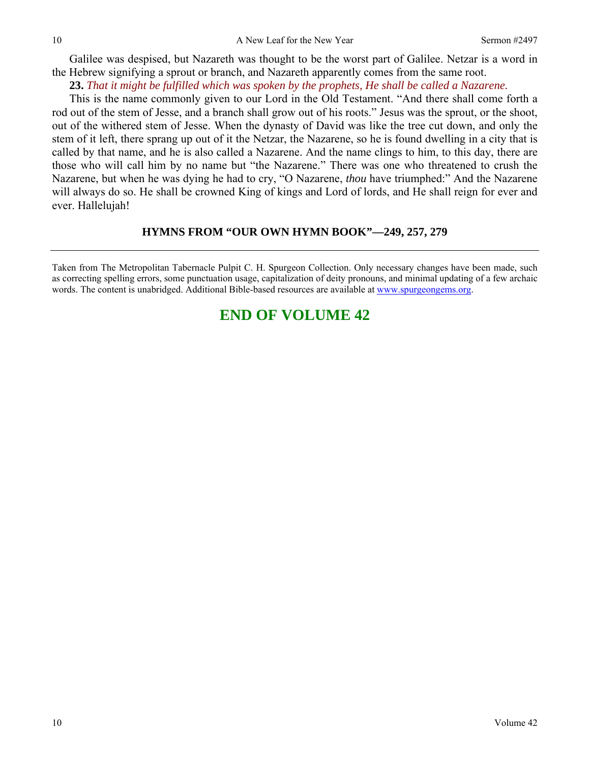Galilee was despised, but Nazareth was thought to be the worst part of Galilee. Netzar is a word in the Hebrew signifying a sprout or branch, and Nazareth apparently comes from the same root.

**23.** *That it might be fulfilled which was spoken by the prophets, He shall be called a Nazarene.*

This is the name commonly given to our Lord in the Old Testament. "And there shall come forth a rod out of the stem of Jesse, and a branch shall grow out of his roots." Jesus was the sprout, or the shoot, out of the withered stem of Jesse. When the dynasty of David was like the tree cut down, and only the stem of it left, there sprang up out of it the Netzar, the Nazarene, so he is found dwelling in a city that is called by that name, and he is also called a Nazarene. And the name clings to him, to this day, there are those who will call him by no name but "the Nazarene." There was one who threatened to crush the Nazarene, but when he was dying he had to cry, "O Nazarene, *thou* have triumphed:" And the Nazarene will always do so. He shall be crowned King of kings and Lord of lords, and He shall reign for ever and ever. Hallelujah!

**HYMNS FROM "OUR OWN HYMN BOOK"—249, 257, 279**

---

Taken from The Metropolitan Tabernacle Pulpit C. H. Spurgeon Collection. Only necessary changes have been made, such as correcting spelling errors, some punctuation usage, capitalization of deity pronouns, and minimal updating of a few archaic words. The content is unabridged. Additional Bible-based resources are available at www.spurgeongems.org.

# END OF VOLUME 42